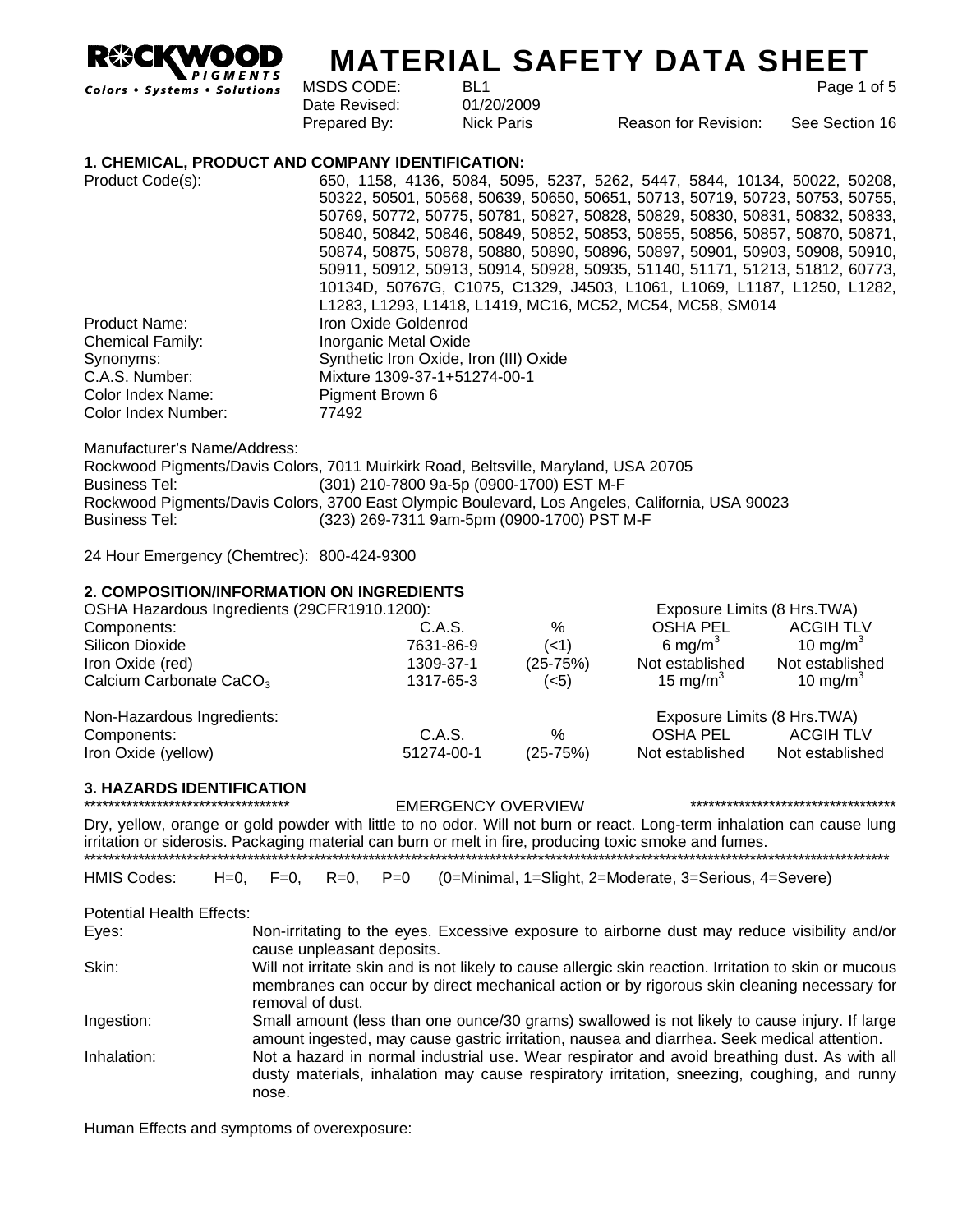**ROCKWOOD PIGMENTS**
*Colors • Systems • Solutions*

# MATERIAL SAFETY DATA SHEET

| | | | |
|---|---|---|---|
| MSDS CODE: | BL1 | | |
| Date Revised: | 01/20/2009 | | |
| Prepared By: | Nick Paris | Reason for Revision: | See Section 16 |

## 1. CHEMICAL, PRODUCT AND COMPANY IDENTIFICATION:

| | |
|---|---|
| Product Code(s): | 650, 1158, 4136, 5084, 5095, 5237, 5262, 5447, 5844, 10134, 50022, 50208, 50322, 50501, 50568, 50639, 50650, 50651, 50713, 50719, 50723, 50753, 50755, 50769, 50772, 50775, 50781, 50827, 50828, 50829, 50830, 50831, 50832, 50833, 50840, 50842, 50846, 50849, 50852, 50853, 50855, 50856, 50857, 50870, 50871, 50874, 50875, 50878, 50880, 50890, 50896, 50897, 50901, 50903, 50908, 50910, 50911, 50912, 50913, 50914, 50928, 50935, 51140, 51171, 51213, 51812, 60773, 10134D, 50767G, C1075, C1329, J4503, L1061, L1069, L1187, L1250, L1282, L1283, L1293, L1418, L1419, MC16, MC52, MC54, MC58, SM014 |
| Product Name: | Iron Oxide Goldenrod |
| Chemical Family: | Inorganic Metal Oxide |
| Synonyms: | Synthetic Iron Oxide, Iron (III) Oxide |
| C.A.S. Number: | Mixture 1309-37-1+51274-00-1 |
| Color Index Name: | Pigment Brown 6 |
| Color Index Number: | 77492 |

Manufacturer's Name/Address:
Rockwood Pigments/Davis Colors, 7011 Muirkirk Road, Beltsville, Maryland, USA 20705
Business Tel: (301) 210-7800 9a-5p (0900-1700) EST M-F
Rockwood Pigments/Davis Colors, 3700 East Olympic Boulevard, Los Angeles, California, USA 90023
Business Tel: (323) 269-7311 9am-5pm (0900-1700) PST M-F

24 Hour Emergency (Chemtrec): 800-424-9300

## 2. COMPOSITION/INFORMATION ON INGREDIENTS

| OSHA Hazardous Ingredients (29CFR1910.1200): | | | Exposure Limits (8 Hrs.TWA) | |
|---|---|---|---|---|
| Components: | C.A.S. | % | OSHA PEL | ACGIH TLV |
| Silicon Dioxide | 7631-86-9 | (<1) | 6 mg/m$^3$ | 10 mg/m$^3$ |
| Iron Oxide (red) | 1309-37-1 | (25-75%) | Not established | Not established |
| Calcium Carbonate $CaCO_3$ | 1317-65-3 | (<5) | 15 mg/m$^3$ | 10 mg/m$^3$ |

| Non-Hazardous Ingredients: | | | Exposure Limits (8 Hrs.TWA) | |
|---|---|---|---|---|
| Components: | C.A.S. | % | OSHA PEL | ACGIH TLV |
| Iron Oxide (yellow) | 51274-00-1 | (25-75%) | Not established | Not established |

## 3. HAZARDS IDENTIFICATION

*********************************** EMERGENCY OVERVIEW ***********************************

Dry, yellow, orange or gold powder with little to no odor. Will not burn or react. Long-term inhalation can cause lung irritation or siderosis. Packaging material can burn or melt in fire, producing toxic smoke and fumes.

*******************************************************************************************************

HMIS Codes: H=0, F=0, R=0, P=0 (0=Minimal, 1=Slight, 2=Moderate, 3=Serious, 4=Severe)

Potential Health Effects:

| | |
|---|---|
| Eyes: | Non-irritating to the eyes. Excessive exposure to airborne dust may reduce visibility and/or cause unpleasant deposits. |
| Skin: | Will not irritate skin and is not likely to cause allergic skin reaction. Irritation to skin or mucous membranes can occur by direct mechanical action or by rigorous skin cleaning necessary for removal of dust. |
| Ingestion: | Small amount (less than one ounce/30 grams) swallowed is not likely to cause injury. If large amount ingested, may cause gastric irritation, nausea and diarrhea. Seek medical attention. |
| Inhalation: | Not a hazard in normal industrial use. Wear respirator and avoid breathing dust. As with all dusty materials, inhalation may cause respiratory irritation, sneezing, coughing, and runny nose. |

Human Effects and symptoms of overexposure: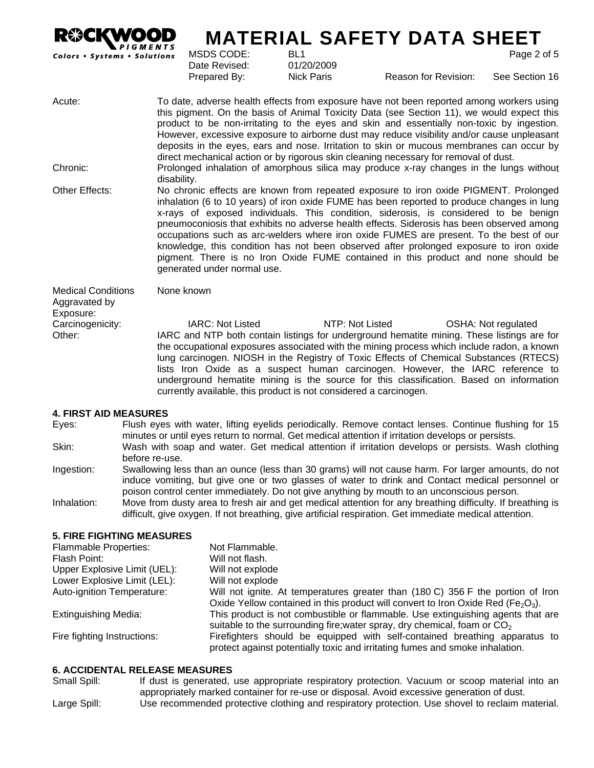Acute: To date, adverse health effects from exposure have not been reported among workers using this pigment. On the basis of Animal Toxicity Data (see Section 11), we would expect this product to be non-irritating to the eyes and skin and essentially non-toxic by ingestion. However, excessive exposure to airborne dust may reduce visibility and/or cause unpleasant deposits in the eyes, ears and nose. Irritation to skin or mucous membranes can occur by direct mechanical action or by rigorous skin cleaning necessary for removal of dust.

Chronic: Prolonged inhalation of amorphous silica may produce x-ray changes in the lungs without disability.

Other Effects: No chronic effects are known from repeated exposure to iron oxide PIGMENT. Prolonged inhalation (6 to 10 years) of iron oxide FUME has been reported to produce changes in lung x-rays of exposed individuals. This condition, siderosis, is considered to be benign pneumoconiosis that exhibits no adverse health effects. Siderosis has been observed among occupations such as arc-welders where iron oxide FUMES are present. To the best of our knowledge, this condition has not been observed after prolonged exposure to iron oxide pigment. There is no Iron Oxide FUME contained in this product and none should be generated under normal use.

Medical Conditions Aggravated by Exposure: None known

Carcinogenicity: IARC: Not Listed NTP: Not Listed OSHA: Not regulated

Other: IARC and NTP both contain listings for underground hematite mining. These listings are for the occupational exposures associated with the mining process which include radon, a known lung carcinogen. NIOSH in the Registry of Toxic Effects of Chemical Substances (RTECS) lists Iron Oxide as a suspect human carcinogen. However, the IARC reference to underground hematite mining is the source for this classification. Based on information currently available, this product is not considered a carcinogen.

## 4. FIRST AID MEASURES

Eyes: Flush eyes with water, lifting eyelids periodically. Remove contact lenses. Continue flushing for 15 minutes or until eyes return to normal. Get medical attention if irritation develops or persists.

Skin: Wash with soap and water. Get medical attention if irritation develops or persists. Wash clothing before re-use.

Ingestion: Swallowing less than an ounce (less than 30 grams) will not cause harm. For larger amounts, do not induce vomiting, but give one or two glasses of water to drink and Contact medical personnel or poison control center immediately. Do not give anything by mouth to an unconscious person.

Inhalation: Move from dusty area to fresh air and get medical attention for any breathing difficulty. If breathing is difficult, give oxygen. If not breathing, give artificial respiration. Get immediate medical attention.

## 5. FIRE FIGHTING MEASURES

| | |
|---|---|
| Flammable Properties: | Not Flammable. |
| Flash Point: | Will not flash. |
| Upper Explosive Limit (UEL): | Will not explode |
| Lower Explosive Limit (LEL): | Will not explode |
| Auto-ignition Temperature: | Will not ignite. At temperatures greater than (180 C) 356 F the portion of Iron Oxide Yellow contained in this product will convert to Iron Oxide Red ($Fe_2O_3$). |
| Extinguishing Media: | This product is not combustible or flammable. Use extinguishing agents that are suitable to the surrounding fire;water spray, dry chemical, foam or $CO_2$ |
| Fire fighting Instructions: | Firefighters should be equipped with self-contained breathing apparatus to protect against potentially toxic and irritating fumes and smoke inhalation. |

## 6. ACCIDENTAL RELEASE MEASURES

Small Spill: If dust is generated, use appropriate respiratory protection. Vacuum or scoop material into an appropriately marked container for re-use or disposal. Avoid excessive generation of dust.

Large Spill: Use recommended protective clothing and respiratory protection. Use shovel to reclaim material.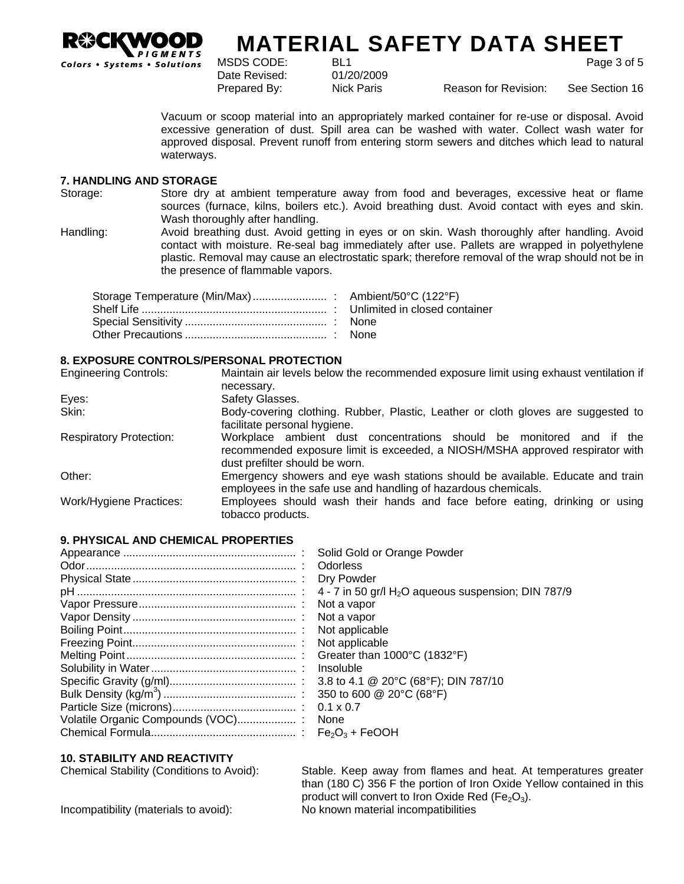Vacuum or scoop material into an appropriately marked container for re-use or disposal. Avoid excessive generation of dust. Spill area can be washed with water. Collect wash water for approved disposal. Prevent runoff from entering storm sewers and ditches which lead to natural waterways.

## 7. HANDLING AND STORAGE

Storage: Store dry at ambient temperature away from food and beverages, excessive heat or flame sources (furnace, kilns, boilers etc.). Avoid breathing dust. Avoid contact with eyes and skin. Wash thoroughly after handling.

Handling: Avoid breathing dust. Avoid getting in eyes or on skin. Wash thoroughly after handling. Avoid contact with moisture. Re-seal bag immediately after use. Pallets are wrapped in polyethylene plastic. Removal may cause an electrostatic spark; therefore removal of the wrap should not be in the presence of flammable vapors.

| | |
|---|---|
| Storage Temperature (Min/Max) | Ambient/50°C (122°F) |
| Shelf Life | Unlimited in closed container |
| Special Sensitivity | None |
| Other Precautions | None |

## 8. EXPOSURE CONTROLS/PERSONAL PROTECTION

| | |
|---|---|
| Engineering Controls: | Maintain air levels below the recommended exposure limit using exhaust ventilation if necessary. |
| Eyes: | Safety Glasses. |
| Skin: | Body-covering clothing. Rubber, Plastic, Leather or cloth gloves are suggested to facilitate personal hygiene. |
| Respiratory Protection: | Workplace ambient dust concentrations should be monitored and if the recommended exposure limit is exceeded, a NIOSH/MSHA approved respirator with dust prefilter should be worn. |
| Other: | Emergency showers and eye wash stations should be available. Educate and train employees in the safe use and handling of hazardous chemicals. |
| Work/Hygiene Practices: | Employees should wash their hands and face before eating, drinking or using tobacco products. |

## 9. PHYSICAL AND CHEMICAL PROPERTIES

| | |
|---|---|
| Appearance | Solid Gold or Orange Powder |
| Odor | Odorless |
| Physical State | Dry Powder |
| pH | 4 - 7 in 50 gr/l $H_2O$ aqueous suspension; DIN 787/9 |
| Vapor Pressure | Not a vapor |
| Vapor Density | Not a vapor |
| Boiling Point | Not applicable |
| Freezing Point | Not applicable |
| Melting Point | Greater than 1000°C (1832°F) |
| Solubility in Water | Insoluble |
| Specific Gravity (g/ml) | 3.8 to 4.1 @ 20°C (68°F); DIN 787/10 |
| Bulk Density (kg/$m^3$) | 350 to 600 @ 20°C (68°F) |
| Particle Size (microns) | 0.1 x 0.7 |
| Volatile Organic Compounds (VOC) | None |
| Chemical Formula | $Fe_2O_3$ + FeOOH |

## 10. STABILITY AND REACTIVITY

| | |
|---|---|
| Chemical Stability (Conditions to Avoid): | Stable. Keep away from flames and heat. At temperatures greater than (180 C) 356 F the portion of Iron Oxide Yellow contained in this product will convert to Iron Oxide Red ($Fe_2O_3$). |
| Incompatibility (materials to avoid): | No known material incompatibilities |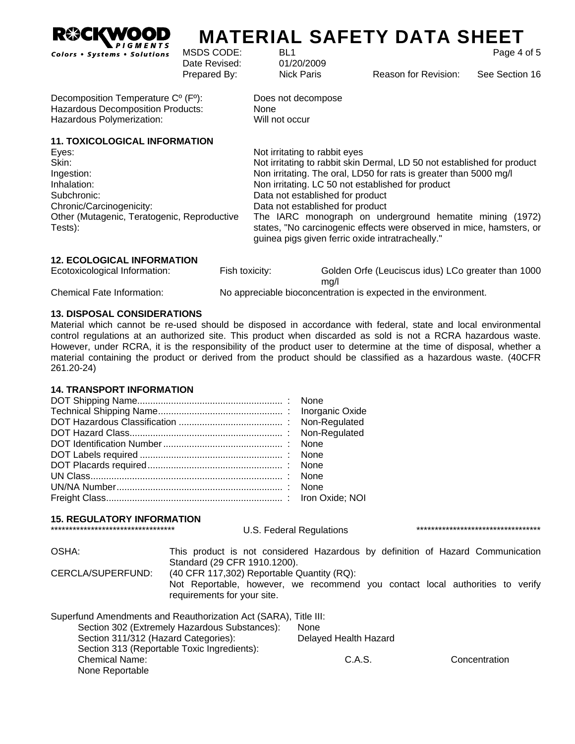Decomposition Temperature Cº (Fº): Does not decompose
Hazardous Decomposition Products: None
Hazardous Polymerization: Will not occur

## 11. TOXICOLOGICAL INFORMATION

| | |
|---|---|
| Eyes: | Not irritating to rabbit eyes |
| Skin: | Not irritating to rabbit skin Dermal, LD 50 not established for product |
| Ingestion: | Non irritating. The oral, LD50 for rats is greater than 5000 mg/l |
| Inhalation: | Non irritating. LC 50 not established for product |
| Subchronic: | Data not established for product |
| Chronic/Carcinogenicity: | Data not established for product |
| Other (Mutagenic, Teratogenic, Reproductive Tests): | The IARC monograph on underground hematite mining (1972) states, "No carcinogenic effects were observed in mice, hamsters, or guinea pigs given ferric oxide intratracheally." |

## 12. ECOLOGICAL INFORMATION

| | | |
|---|---|---|
| Ecotoxicological Information: | Fish toxicity: | Golden Orfe (Leuciscus idus) LCo greater than 1000 mg/l |
| Chemical Fate Information: | No appreciable bioconcentration is expected in the environment. | |

## 13. DISPOSAL CONSIDERATIONS

Material which cannot be re-used should be disposed in accordance with federal, state and local environmental control regulations at an authorized site. This product when discarded as sold is not a RCRA hazardous waste. However, under RCRA, it is the responsibility of the product user to determine at the time of disposal, whether a material containing the product or derived from the product should be classified as a hazardous waste. (40CFR 261.20-24)

## 14. TRANSPORT INFORMATION

| | |
|---|---|
| DOT Shipping Name | None |
| Technical Shipping Name | Inorganic Oxide |
| DOT Hazardous Classification | Non-Regulated |
| DOT Hazard Class | Non-Regulated |
| DOT Identification Number | None |
| DOT Labels required | None |
| DOT Placards required | None |
| UN Class | None |
| UN/NA Number | None |
| Freight Class | Iron Oxide; NOI |

## 15. REGULATORY INFORMATION

*********************************** U.S. Federal Regulations ***********************************

OSHA: This product is not considered Hazardous by definition of Hazard Communication Standard (29 CFR 1910.1200).

CERCLA/SUPERFUND: (40 CFR 117,302) Reportable Quantity (RQ):
Not Reportable, however, we recommend you contact local authorities to verify requirements for your site.

Superfund Amendments and Reauthorization Act (SARA), Title III:

- Section 302 (Extremely Hazardous Substances): None
- Section 311/312 (Hazard Categories): Delayed Health Hazard
- Section 313 (Reportable Toxic Ingredients):

| Chemical Name: | C.A.S. | Concentration |
|---|---|---|
| None Reportable | | |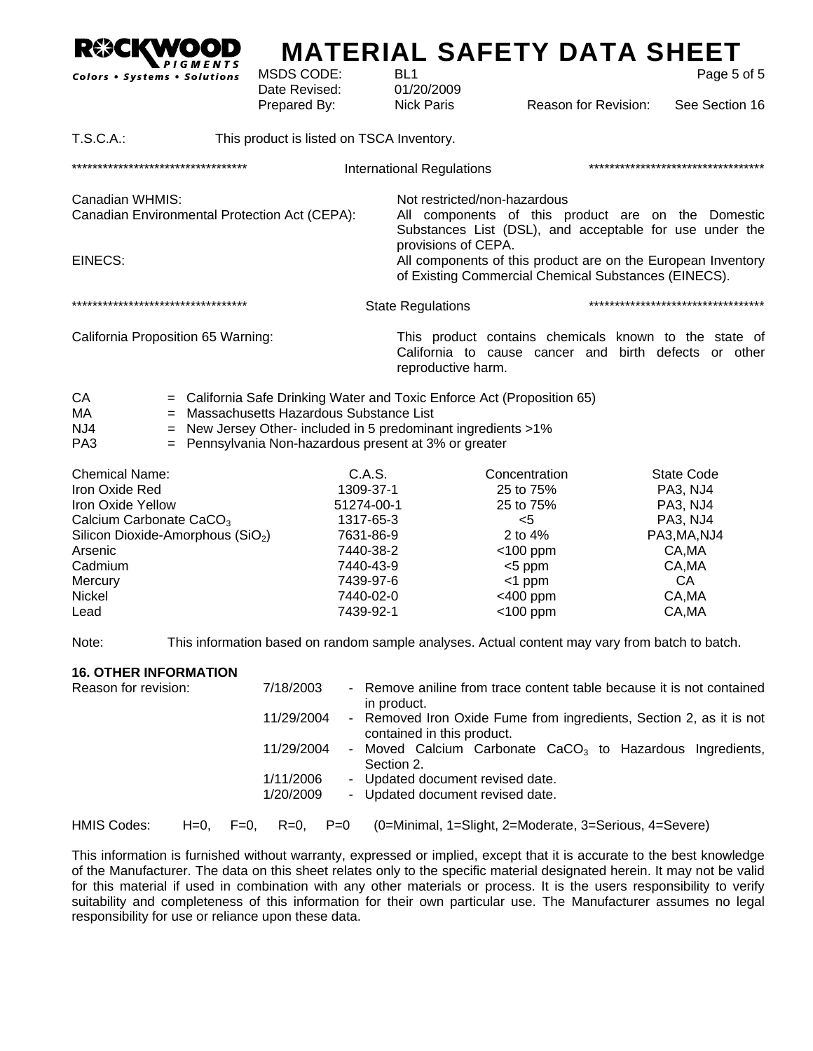T.S.C.A.: This product is listed on TSCA Inventory.

*********************************** International Regulations ***********************************

| | |
|---|---|
| Canadian WHMIS: | Not restricted/non-hazardous |
| Canadian Environmental Protection Act (CEPA): | All components of this product are on the Domestic Substances List (DSL), and acceptable for use under the provisions of CEPA. |
| EINECS: | All components of this product are on the European Inventory of Existing Commercial Chemical Substances (EINECS). |

*********************************** State Regulations ***********************************

California Proposition 65 Warning: This product contains chemicals known to the state of California to cause cancer and birth defects or other reproductive harm.

CA = California Safe Drinking Water and Toxic Enforce Act (Proposition 65)
MA = Massachusetts Hazardous Substance List
NJ4 = New Jersey Other- included in 5 predominant ingredients >1%
PA3 = Pennsylvania Non-hazardous present at 3% or greater

| Chemical Name: | C.A.S. | Concentration | State Code |
|---|---|---|---|
| Iron Oxide Red | 1309-37-1 | 25 to 75% | PA3, NJ4 |
| Iron Oxide Yellow | 51274-00-1 | 25 to 75% | PA3, NJ4 |
| Calcium Carbonate $CaCO_3$ | 1317-65-3 | <5 | PA3, NJ4 |
| Silicon Dioxide-Amorphous ($SiO_2$) | 7631-86-9 | 2 to 4% | PA3,MA,NJ4 |
| Arsenic | 7440-38-2 | <100 ppm | CA,MA |
| Cadmium | 7440-43-9 | <5 ppm | CA,MA |
| Mercury | 7439-97-6 | <1 ppm | CA |
| Nickel | 7440-02-0 | <400 ppm | CA,MA |
| Lead | 7439-92-1 | <100 ppm | CA,MA |

Note: This information based on random sample analyses. Actual content may vary from batch to batch.

## 16. OTHER INFORMATION

| | | |
|---|---|---|
| Reason for revision: | 7/18/2003 | - Remove aniline from trace content table because it is not contained in product. |
| | 11/29/2004 | - Removed Iron Oxide Fume from ingredients, Section 2, as it is not contained in this product. |
| | 11/29/2004 | - Moved Calcium Carbonate $CaCO_3$ to Hazardous Ingredients, Section 2. |
| | 1/11/2006 | - Updated document revised date. |
| | 1/20/2009 | - Updated document revised date. |

HMIS Codes: H=0, F=0, R=0, P=0 (0=Minimal, 1=Slight, 2=Moderate, 3=Serious, 4=Severe)

This information is furnished without warranty, expressed or implied, except that it is accurate to the best knowledge of the Manufacturer. The data on this sheet relates only to the specific material designated herein. It may not be valid for this material if used in combination with any other materials or process. It is the users responsibility to verify suitability and completeness of this information for their own particular use. The Manufacturer assumes no legal responsibility for use or reliance upon these data.